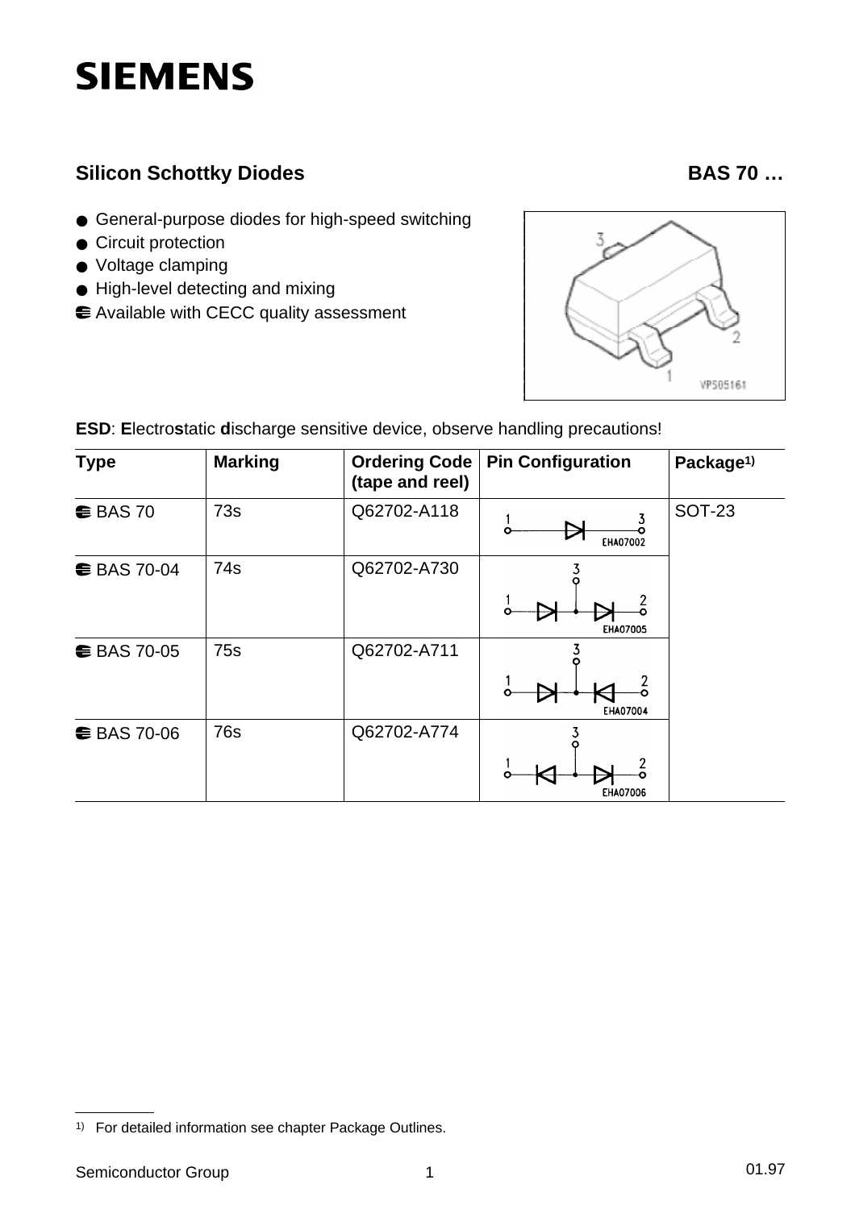# SIEMENS

## Silicon Schottky Diodes BAS 70 …

- General-purpose diodes for high-speed switching
- Circuit protection
- Voltage clamping
- High-level detecting and mixing
- Available with CECC quality assessment

**ESD**: **E**lectro**s**tatic **d**ischarge sensitive device, observe handling precautions!

| Type | Marking | Ordering Code (tape and reel) | Pin Configuration | Package[1)] |
|---|---|---|---|---|
| BAS 70 | 73s | Q62702-A118 | EHA07002 | SOT-23 |
| BAS 70-04 | 74s | Q62702-A730 | EHA07005 | |
| BAS 70-05 | 75s | Q62702-A711 | EHA07004 | |
| BAS 70-06 | 76s | Q62702-A774 | EHA07006 | |

1) For detailed information see chapter Package Outlines.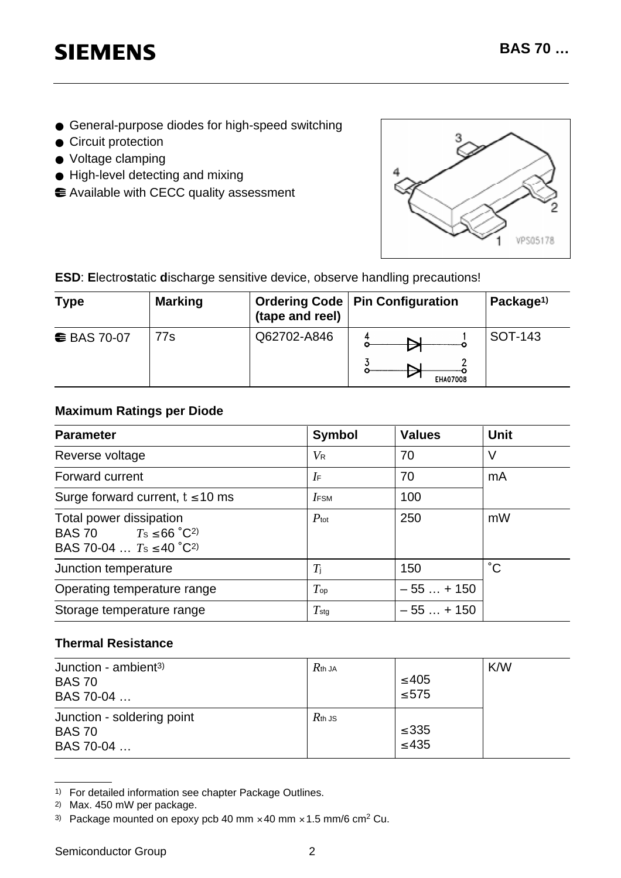- General-purpose diodes for high-speed switching
- Circuit protection
- Voltage clamping
- High-level detecting and mixing
- Available with CECC quality assessment

**ESD**: **E**lectro**s**tatic **d**ischarge sensitive device, observe handling precautions!

| Type | Marking | Ordering Code (tape and reel) | Pin Configuration | Package[1)] |
|---|---|---|---|---|
| BAS 70-07 | 77s | Q62702-A846 | | SOT-143 |

### Maximum Ratings per Diode

| Parameter | Symbol | Values | Unit |
|---|---|---|---|
| Reverse voltage | $V_R$ | 70 | V |
| Forward current | $I_F$ | 70 | mA |
| Surge forward current, $t \leq 10$ ms | $I_{FSM}$ | 100 | |
| Total power dissipation<br>BAS 70 $T_S \leq 66$ ˚C[2)]<br>BAS 70-04 … $T_S \leq 40$ ˚C[2)] | $P_{tot}$ | 250 | mW |
| Junction temperature | $T_j$ | 150 | ˚C |
| Operating temperature range | $T_{op}$ | – 55 … + 150 | |
| Storage temperature range | $T_{stg}$ | – 55 … + 150 | |

### Thermal Resistance

| | | | |
|---|---|---|---|
| Junction - ambient[3)]<br>BAS 70<br>BAS 70-04 … | $R_{th\ JA}$ | <br>≤ 405<br>≤ 575 | K/W |
| Junction - soldering point<br>BAS 70<br>BAS 70-04 … | $R_{th\ JS}$ | <br>≤ 335<br>≤ 435 | |

1) For detailed information see chapter Package Outlines.
2) Max. 450 mW per package.
3) Package mounted on epoxy pcb 40 mm × 40 mm × 1.5 mm/6 cm$^2$ Cu.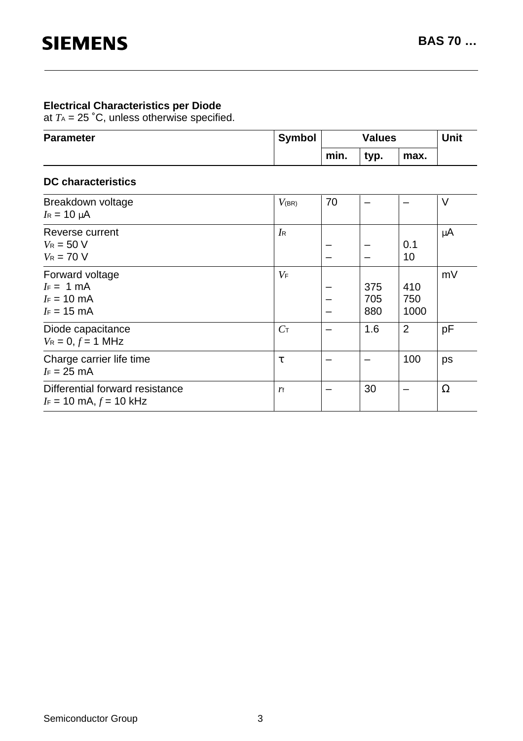### Electrical Characteristics per Diode

at $T_A$ = 25 ˚C, unless otherwise specified.

| Parameter | Symbol | Values | | | Unit |
|---|---|---|---|---|---|
| | | min. | typ. | max. | |
| **DC characteristics** | | | | | |
| Breakdown voltage<br>$I_R$ = 10 µA | $V_{(BR)}$ | 70 | – | – | V |
| Reverse current<br>$V_R$ = 50 V<br>$V_R$ = 70 V | $I_R$ | <br>–<br>– | <br>–<br>– | <br>0.1<br>10 | µA |
| Forward voltage<br>$I_F$ = 1 mA<br>$I_F$ = 10 mA<br>$I_F$ = 15 mA | $V_F$ | <br>–<br>–<br>– | <br>375<br>705<br>880 | <br>410<br>750<br>1000 | mV |
| Diode capacitance<br>$V_R$ = 0, $f$ = 1 MHz | $C_T$ | – | 1.6 | 2 | pF |
| Charge carrier life time<br>$I_F$ = 25 mA | $\tau$ | – | – | 100 | ps |
| Differential forward resistance<br>$I_F$ = 10 mA, $f$ = 10 kHz | $r_f$ | – | 30 | – | Ω |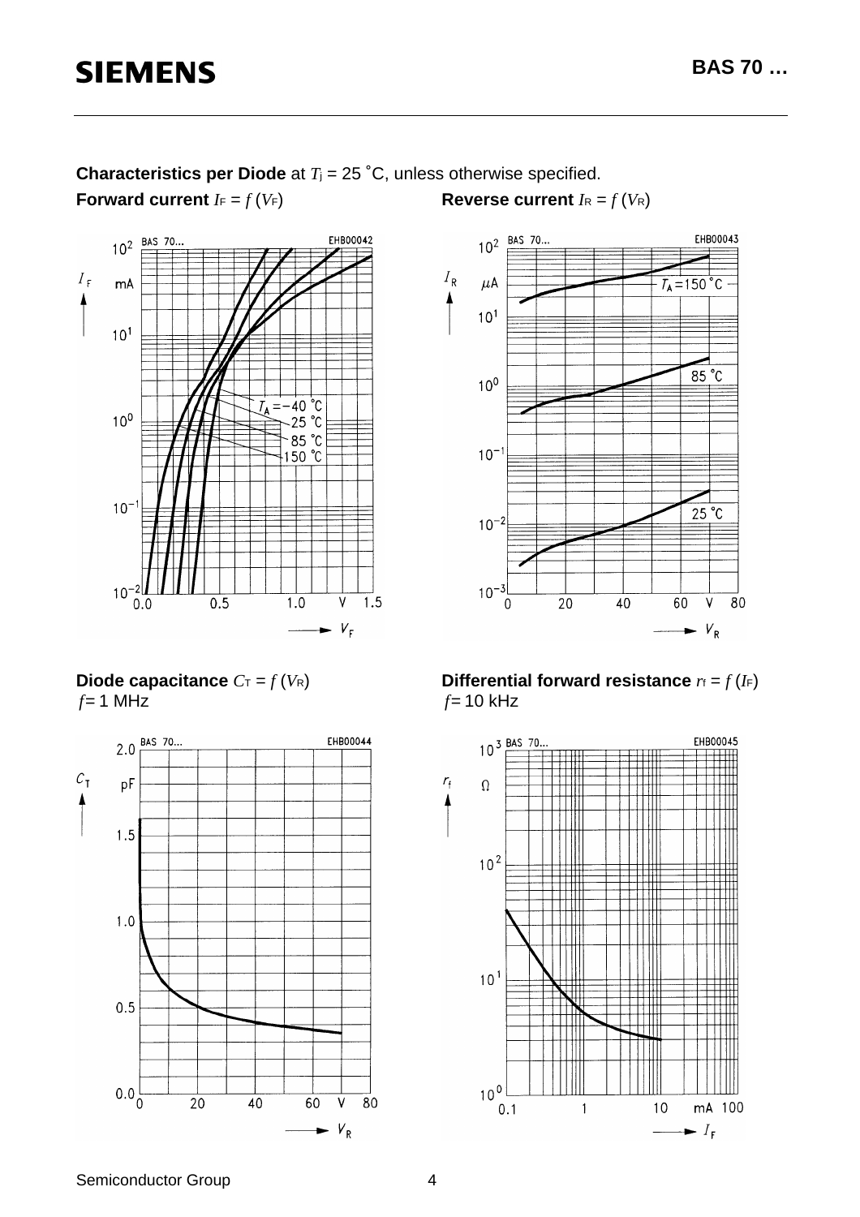**Characteristics per Diode** at $T_j$ = 25 ˚C, unless otherwise specified.

**Forward current** $I_F = f(V_F)$

**Reverse current** $I_R = f(V_R)$

**Diode capacitance** $C_T = f(V_R)$
$f$ = 1 MHz

**Differential forward resistance** $r_f = f(I_F)$
$f$ = 10 kHz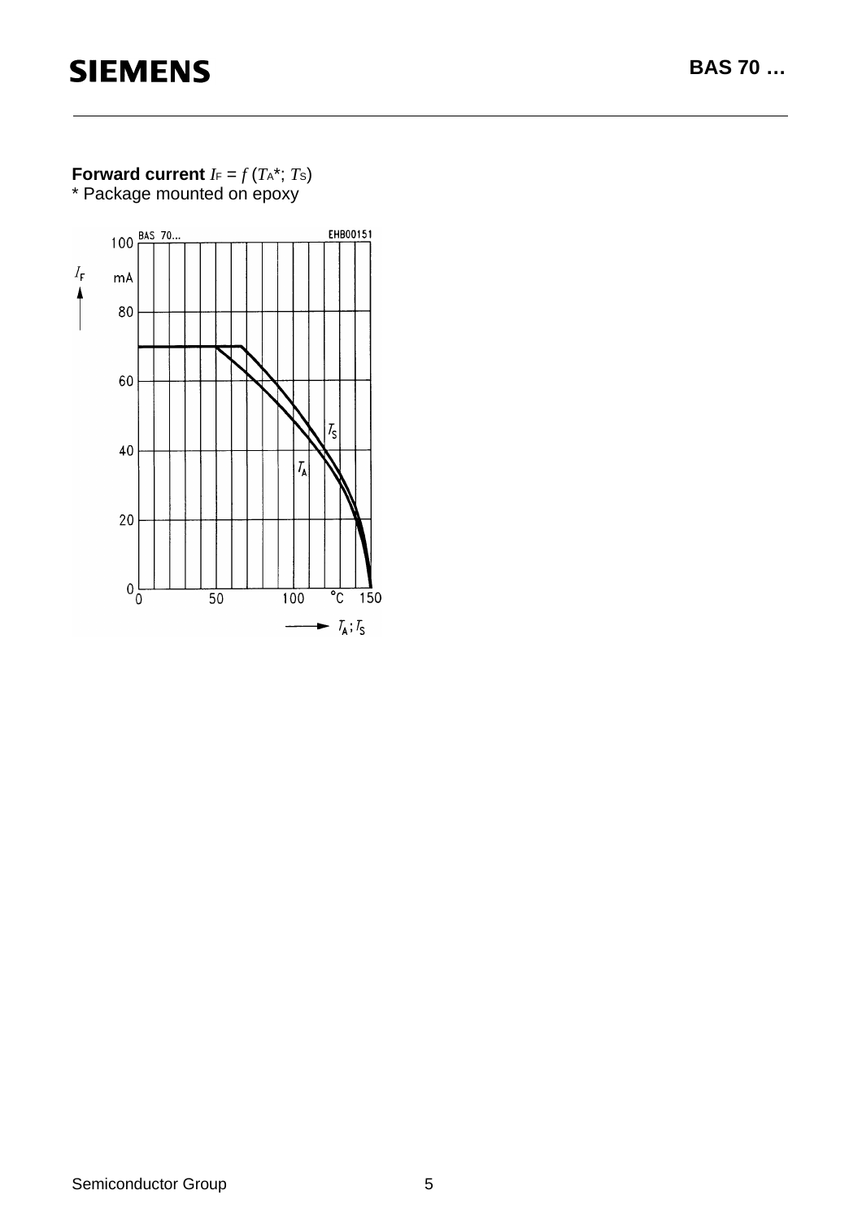**Forward current** $I_F = f(T_A{}^*; T_S)$

\* Package mounted on epoxy

BAS 70...

EHB00151

$I_F$

mA

100

80

60

40

20

0

0

50

100

°C 150

$T_S$

$T_A$

$T_A; T_S$